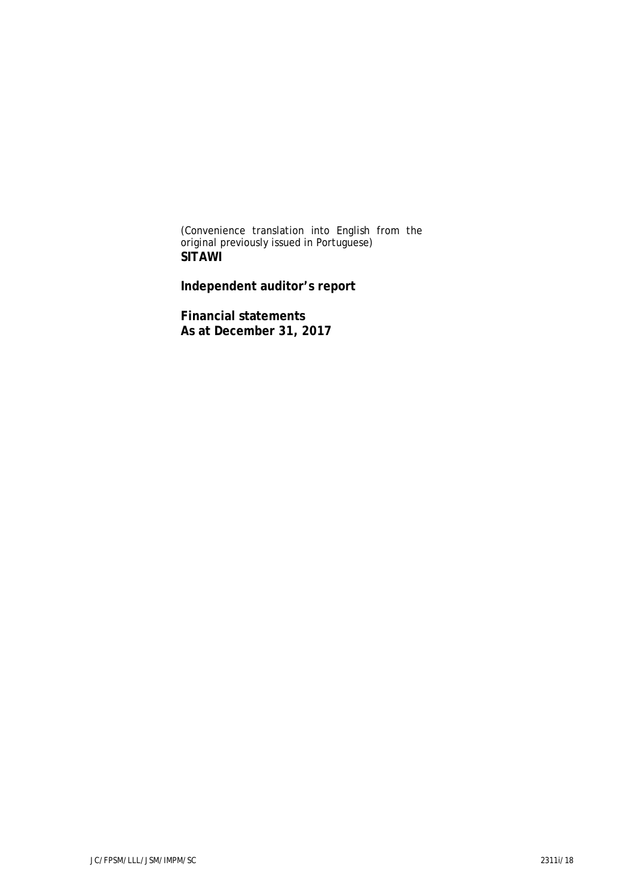(Convenience translation into English from the original previously issued in Portuguese)

**SITAWI**

**Independent auditor's report**

**Financial statements**
**As at December 31, 2017**

JC/FPSM/LLL/JSM/IMPM/SC 2311i/18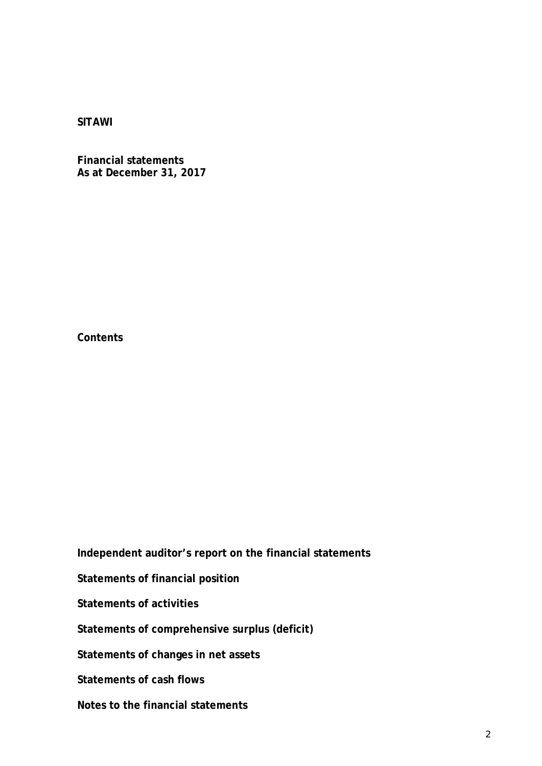**SITAWI**

**Financial statements**
**As at December 31, 2017**

**Contents**

**Independent auditor's report on the financial statements**

**Statements of financial position**

**Statements of activities**

**Statements of comprehensive surplus (deficit)**

**Statements of changes in net assets**

**Statements of cash flows**

**Notes to the financial statements**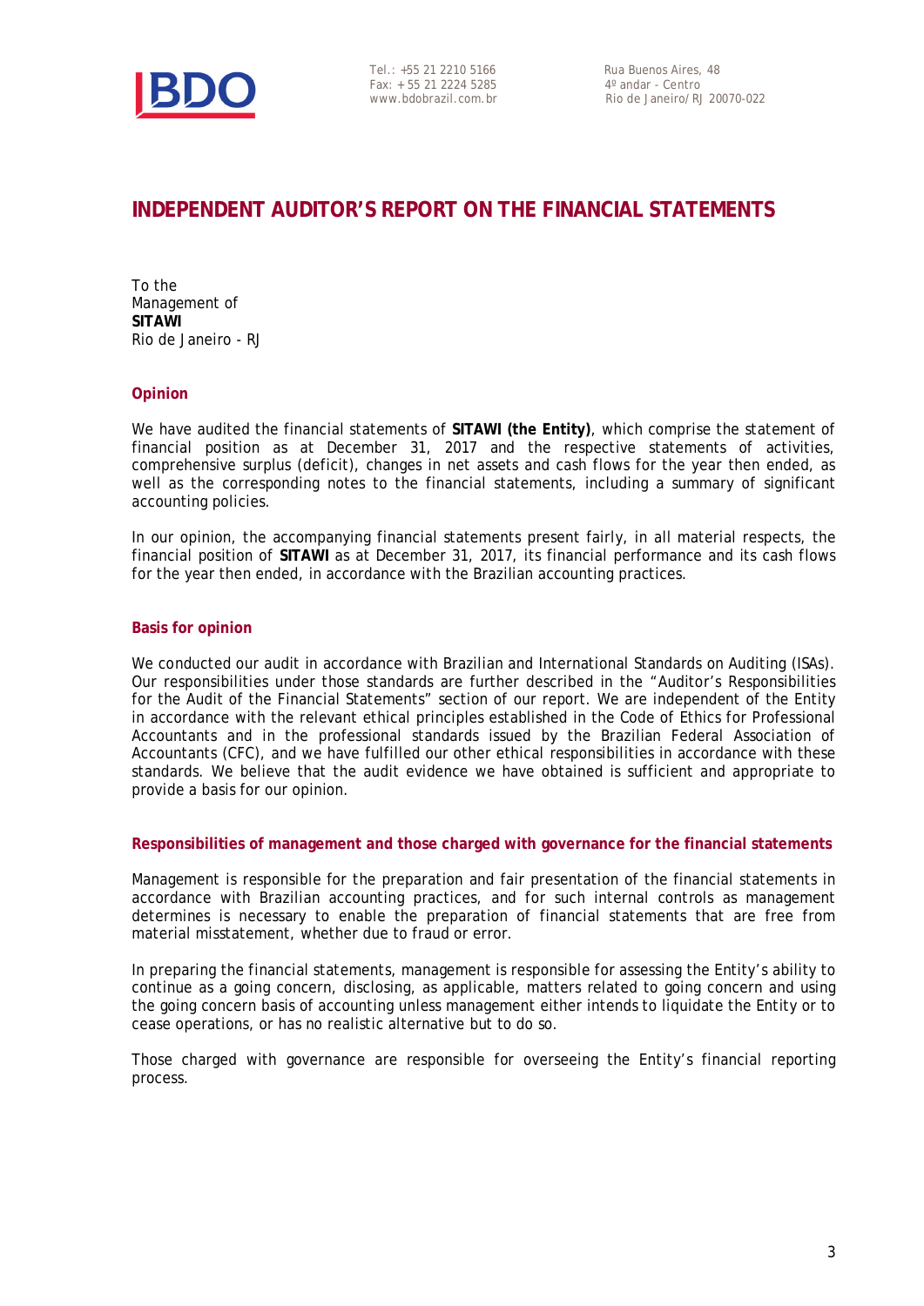BDO

Tel.: +55 21 2210 5166
Fax: + 55 21 2224 5285
www.bdobrazil.com.br

Rua Buenos Aires, 48
4º andar - Centro
Rio de Janeiro/RJ 20070-022

# INDEPENDENT AUDITOR'S REPORT ON THE FINANCIAL STATEMENTS

To the
Management of
**SITAWI**
Rio de Janeiro - RJ

## Opinion

We have audited the financial statements of **SITAWI (the Entity)**, which comprise the statement of financial position as at December 31, 2017 and the respective statements of activities, comprehensive surplus (deficit), changes in net assets and cash flows for the year then ended, as well as the corresponding notes to the financial statements, including a summary of significant accounting policies.

In our opinion, the accompanying financial statements present fairly, in all material respects, the financial position of **SITAWI** as at December 31, 2017, its financial performance and its cash flows for the year then ended, in accordance with the Brazilian accounting practices.

## Basis for opinion

We conducted our audit in accordance with Brazilian and International Standards on Auditing (ISAs). Our responsibilities under those standards are further described in the "Auditor's Responsibilities for the Audit of the Financial Statements" section of our report. We are independent of the Entity in accordance with the relevant ethical principles established in the Code of Ethics for Professional Accountants and in the professional standards issued by the Brazilian Federal Association of Accountants (CFC), and we have fulfilled our other ethical responsibilities in accordance with these standards. We believe that the audit evidence we have obtained is sufficient and appropriate to provide a basis for our opinion.

## Responsibilities of management and those charged with governance for the financial statements

Management is responsible for the preparation and fair presentation of the financial statements in accordance with Brazilian accounting practices, and for such internal controls as management determines is necessary to enable the preparation of financial statements that are free from material misstatement, whether due to fraud or error.

In preparing the financial statements, management is responsible for assessing the Entity's ability to continue as a going concern, disclosing, as applicable, matters related to going concern and using the going concern basis of accounting unless management either intends to liquidate the Entity or to cease operations, or has no realistic alternative but to do so.

Those charged with governance are responsible for overseeing the Entity's financial reporting process.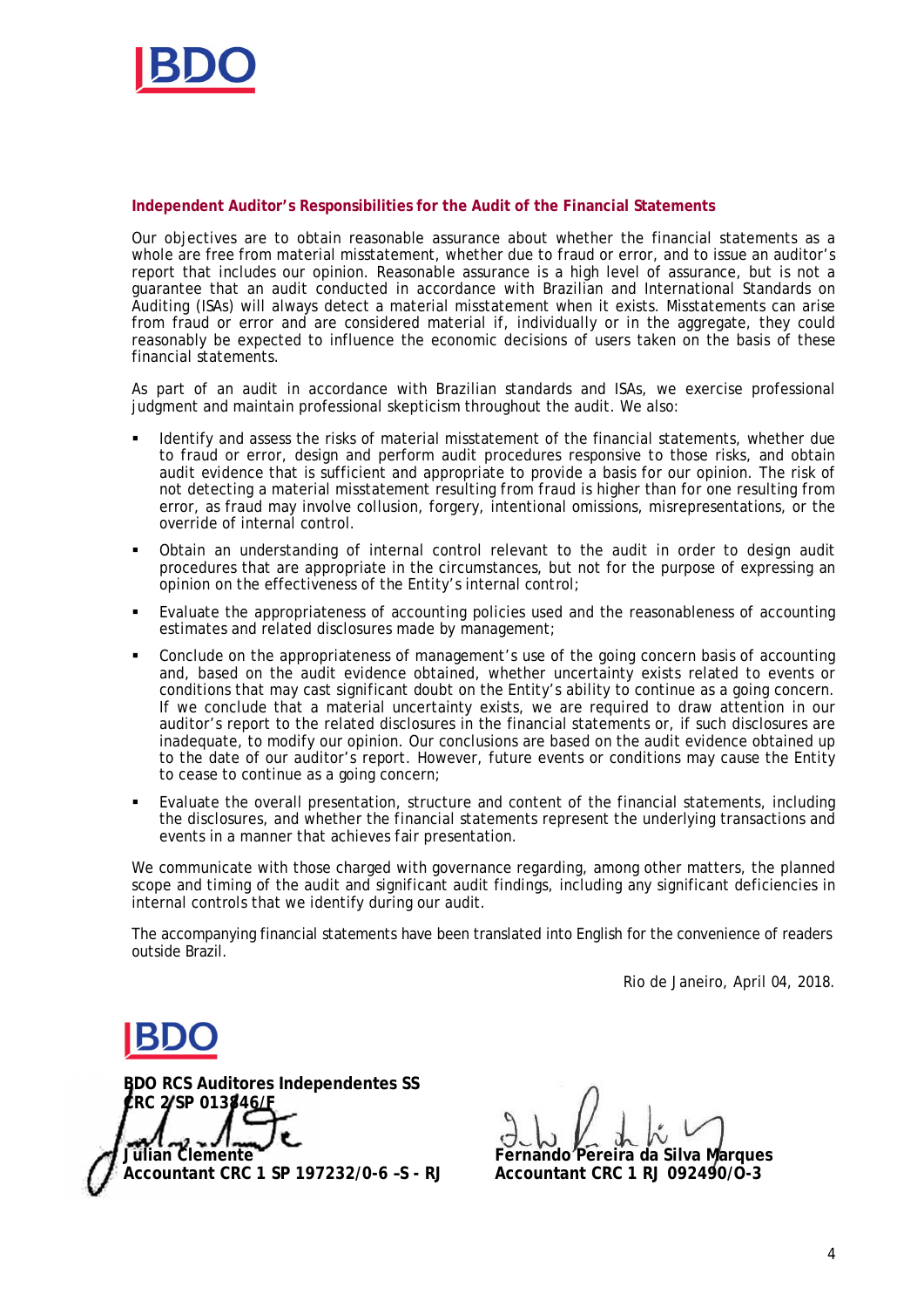### Independent Auditor's Responsibilities for the Audit of the Financial Statements

Our objectives are to obtain reasonable assurance about whether the financial statements as a whole are free from material misstatement, whether due to fraud or error, and to issue an auditor's report that includes our opinion. Reasonable assurance is a high level of assurance, but is not a guarantee that an audit conducted in accordance with Brazilian and International Standards on Auditing (ISAs) will always detect a material misstatement when it exists. Misstatements can arise from fraud or error and are considered material if, individually or in the aggregate, they could reasonably be expected to influence the economic decisions of users taken on the basis of these financial statements.

As part of an audit in accordance with Brazilian standards and ISAs, we exercise professional judgment and maintain professional skepticism throughout the audit. We also:

- Identify and assess the risks of material misstatement of the financial statements, whether due to fraud or error, design and perform audit procedures responsive to those risks, and obtain audit evidence that is sufficient and appropriate to provide a basis for our opinion. The risk of not detecting a material misstatement resulting from fraud is higher than for one resulting from error, as fraud may involve collusion, forgery, intentional omissions, misrepresentations, or the override of internal control.
- Obtain an understanding of internal control relevant to the audit in order to design audit procedures that are appropriate in the circumstances, but not for the purpose of expressing an opinion on the effectiveness of the Entity's internal control;
- Evaluate the appropriateness of accounting policies used and the reasonableness of accounting estimates and related disclosures made by management;
- Conclude on the appropriateness of management's use of the going concern basis of accounting and, based on the audit evidence obtained, whether uncertainty exists related to events or conditions that may cast significant doubt on the Entity's ability to continue as a going concern. If we conclude that a material uncertainty exists, we are required to draw attention in our auditor's report to the related disclosures in the financial statements or, if such disclosures are inadequate, to modify our opinion. Our conclusions are based on the audit evidence obtained up to the date of our auditor's report. However, future events or conditions may cause the Entity to cease to continue as a going concern;
- Evaluate the overall presentation, structure and content of the financial statements, including the disclosures, and whether the financial statements represent the underlying transactions and events in a manner that achieves fair presentation.

We communicate with those charged with governance regarding, among other matters, the planned scope and timing of the audit and significant audit findings, including any significant deficiencies in internal controls that we identify during our audit.

The accompanying financial statements have been translated into English for the convenience of readers outside Brazil.

Rio de Janeiro, April 04, 2018.

**BDO RCS Auditores Independentes SS**
**CRC 2 SP 013846/F**

**Julian Clemente**
**Accountant CRC 1 SP 197232/0-6 –S - RJ**

**Fernando Pereira da Silva Marques**
**Accountant CRC 1 RJ 092490/O-3**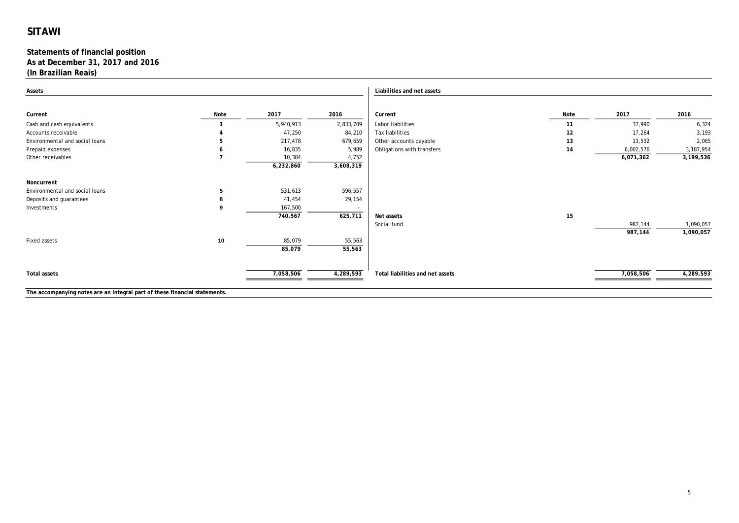# SITAWI

## Statements of financial position
## As at December 31, 2017 and 2016
## (In Brazilian Reais)

**Assets**

| Current | Note | 2017 | 2016 |
|---|---|---|---|
| Cash and cash equivalents | 3 | 5,940,913 | 2,833,709 |
| Accounts receivable | 4 | 47,250 | 84,210 |
| Environmental and social loans | 5 | 217,478 | 679,659 |
| Prepaid expenses | 6 | 16,835 | 5,989 |
| Other receivables | 7 | 10,384 | 4,752 |
| | | **6,232,860** | **3,608,319** |
| **Noncurrent** | | | |
| Environmental and social loans | 5 | 531,613 | 596,557 |
| Deposits and guarantees | 8 | 41,454 | 29,154 |
| Investments | 9 | 167,500 | - |
| | | **740,567** | **625,711** |
| Fixed assets | 10 | 85,079 | 55,563 |
| | | **85,079** | **55,563** |
| **Total assets** | | **7,058,506** | **4,289,593** |

**Liabilities and net assets**

| Current | Note | 2017 | 2016 |
|---|---|---|---|
| Labor liabilities | 11 | 37,990 | 6,324 |
| Tax liabilities | 12 | 17,264 | 3,193 |
| Other accounts payable | 13 | 13,532 | 2,065 |
| Obligations with transfers | 14 | 6,002,576 | 3,187,954 |
| | | **6,071,362** | **3,199,536** |
| **Net assets** | 15 | | |
| Social fund | | 987,144 | 1,090,057 |
| | | **987,144** | **1,090,057** |
| **Total liabilities and net assets** | | **7,058,506** | **4,289,593** |

**The accompanying notes are an integral part of these financial statements.**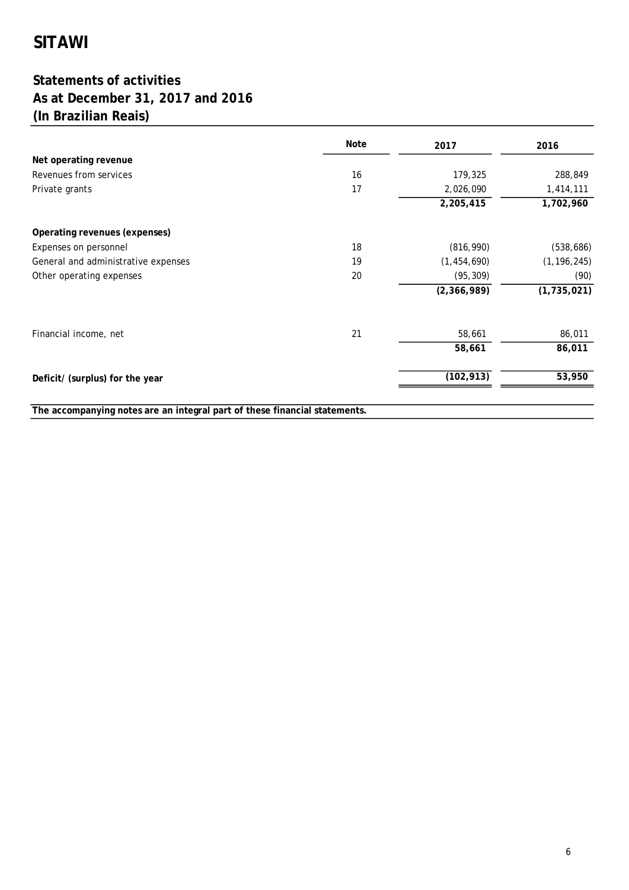# SITAWI

## Statements of activities
## As at December 31, 2017 and 2016
## (In Brazilian Reais)

| | Note | 2017 | 2016 |
|---|---|---|---|
| **Net operating revenue** | | | |
| Revenues from services | 16 | 179,325 | 288,849 |
| Private grants | 17 | 2,026,090 | 1,414,111 |
| | | **2,205,415** | **1,702,960** |
| | | | |
| **Operating revenues (expenses)** | | | |
| Expenses on personnel | 18 | (816,990) | (538,686) |
| General and administrative expenses | 19 | (1,454,690) | (1,196,245) |
| Other operating expenses | 20 | (95,309) | (90) |
| | | **(2,366,989)** | **(1,735,021)** |
| | | | |
| Financial income, net | 21 | 58,661 | 86,011 |
| | | **58,661** | **86,011** |
| | | | |
| **Deficit/ (surplus) for the year** | | **(102,913)** | **53,950** |

**The accompanying notes are an integral part of these financial statements.**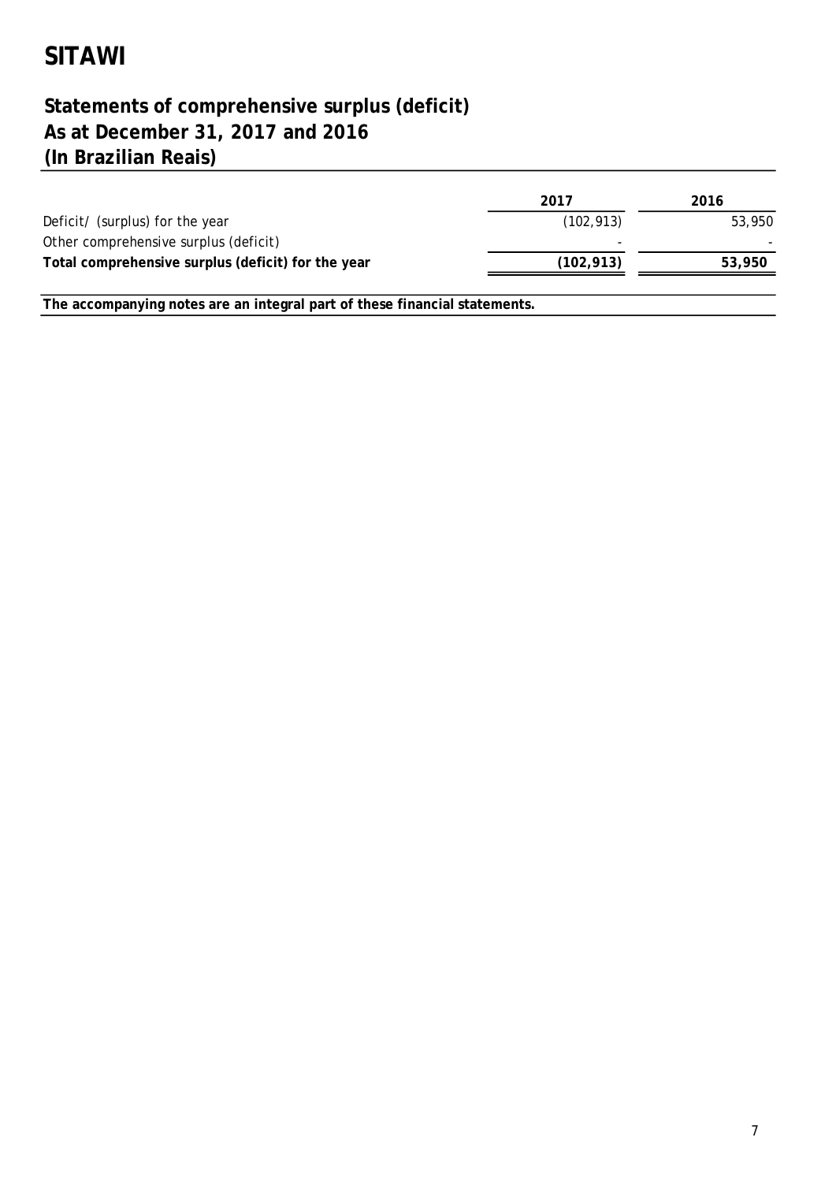# SITAWI

## Statements of comprehensive surplus (deficit)
## As at December 31, 2017 and 2016
## (In Brazilian Reais)

| | 2017 | 2016 |
|---|---|---|
| Deficit/ (surplus) for the year | (102,913) | 53,950 |
| Other comprehensive surplus (deficit) | - | - |
| **Total comprehensive surplus (deficit) for the year** | **(102,913)** | **53,950** |

**The accompanying notes are an integral part of these financial statements.**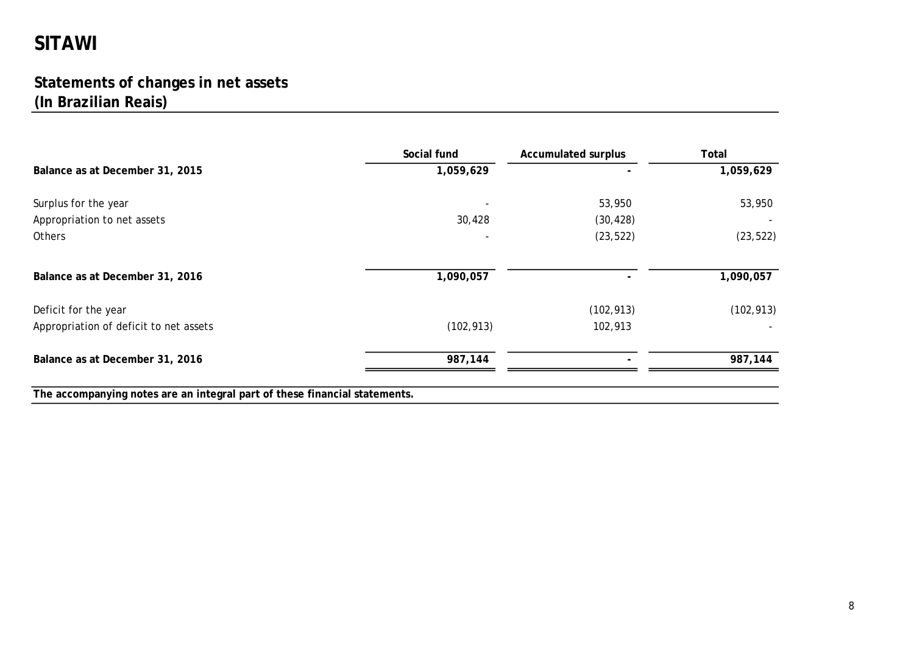# SITAWI

## Statements of changes in net assets
## (In Brazilian Reais)

| | Social fund | Accumulated surplus | Total |
|---|---|---|---|
| **Balance as at December 31, 2015** | **1,059,629** | **-** | **1,059,629** |
| Surplus for the year | - | 53,950 | 53,950 |
| Appropriation to net assets | 30,428 | (30,428) | - |
| Others | - | (23,522) | (23,522) |
| **Balance as at December 31, 2016** | **1,090,057** | **-** | **1,090,057** |
| Deficit for the year | | (102,913) | (102,913) |
| Appropriation of deficit to net assets | (102,913) | 102,913 | - |
| **Balance as at December 31, 2016** | **987,144** | **-** | **987,144** |

**The accompanying notes are an integral part of these financial statements.**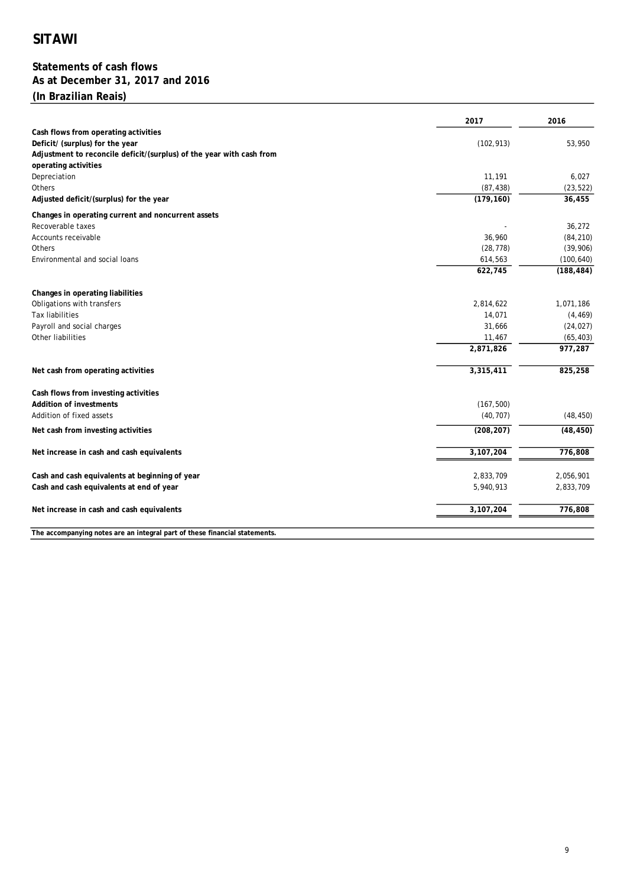# SITAWI

## Statements of cash flows
## As at December 31, 2017 and 2016
## (In Brazilian Reais)

| | 2017 | 2016 |
|---|---|---|
| **Cash flows from operating activities** | | |
| **Deficit/ (surplus) for the year** | (102,913) | 53,950 |
| **Adjustment to reconcile deficit/(surplus) of the year with cash from operating activities** | | |
| Depreciation | 11,191 | 6,027 |
| Others | (87,438) | (23,522) |
| **Adjusted deficit/(surplus) for the year** | **(179,160)** | **36,455** |
| **Changes in operating current and noncurrent assets** | | |
| Recoverable taxes | - | 36,272 |
| Accounts receivable | 36,960 | (84,210) |
| Others | (28,778) | (39,906) |
| Environmental and social loans | 614,563 | (100,640) |
| | **622,745** | **(188,484)** |
| **Changes in operating liabilities** | | |
| Obligations with transfers | 2,814,622 | 1,071,186 |
| Tax liabilities | 14,071 | (4,469) |
| Payroll and social charges | 31,666 | (24,027) |
| Other liabilities | 11,467 | (65,403) |
| | **2,871,826** | **977,287** |
| **Net cash from operating activities** | **3,315,411** | **825,258** |
| **Cash flows from investing activities** | | |
| **Addition of investments** | (167,500) | |
| Addition of fixed assets | (40,707) | (48,450) |
| **Net cash from investing activities** | **(208,207)** | **(48,450)** |
| **Net increase in cash and cash equivalents** | **3,107,204** | **776,808** |
| **Cash and cash equivalents at beginning of year** | 2,833,709 | 2,056,901 |
| **Cash and cash equivalents at end of year** | 5,940,913 | 2,833,709 |
| **Net increase in cash and cash equivalents** | **3,107,204** | **776,808** |

**The accompanying notes are an integral part of these financial statements.**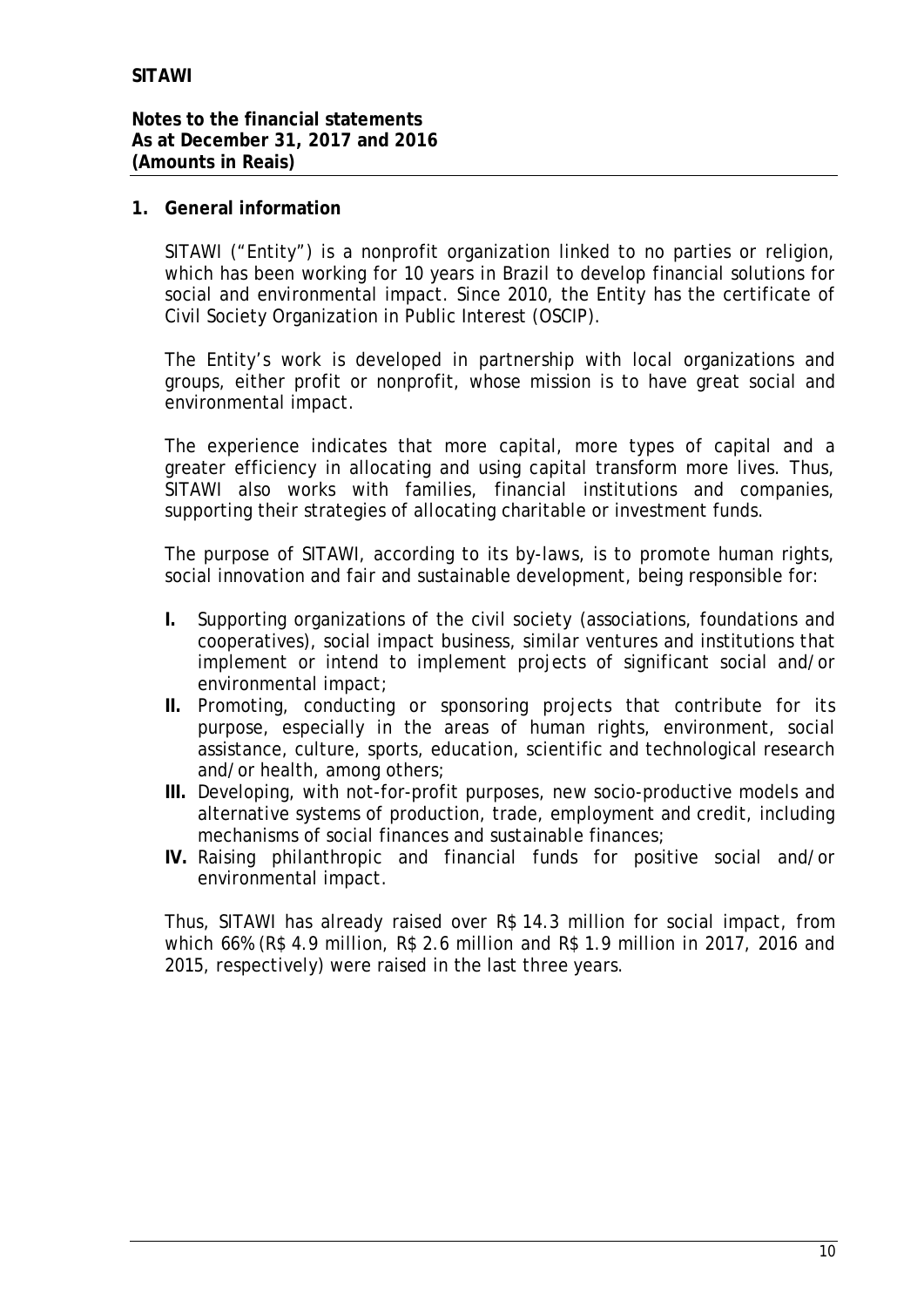**SITAWI**

**Notes to the financial statements**
**As at December 31, 2017 and 2016**
**(Amounts in Reais)**

## 1. General information

SITAWI ("Entity") is a nonprofit organization linked to no parties or religion, which has been working for 10 years in Brazil to develop financial solutions for social and environmental impact. Since 2010, the Entity has the certificate of Civil Society Organization in Public Interest (OSCIP).

The Entity's work is developed in partnership with local organizations and groups, either profit or nonprofit, whose mission is to have great social and environmental impact.

The experience indicates that more capital, more types of capital and a greater efficiency in allocating and using capital transform more lives. Thus, SITAWI also works with families, financial institutions and companies, supporting their strategies of allocating charitable or investment funds.

The purpose of SITAWI, according to its by-laws, is to promote human rights, social innovation and fair and sustainable development, being responsible for:

- **I.** Supporting organizations of the civil society (associations, foundations and cooperatives), social impact business, similar ventures and institutions that implement or intend to implement projects of significant social and/or environmental impact;
- **II.** Promoting, conducting or sponsoring projects that contribute for its purpose, especially in the areas of human rights, environment, social assistance, culture, sports, education, scientific and technological research and/or health, among others;
- **III.** Developing, with not-for-profit purposes, new socio-productive models and alternative systems of production, trade, employment and credit, including mechanisms of social finances and sustainable finances;
- **IV.** Raising philanthropic and financial funds for positive social and/or environmental impact.

Thus, SITAWI has already raised over R$ 14.3 million for social impact, from which 66% (R$ 4.9 million, R$ 2.6 million and R$ 1.9 million in 2017, 2016 and 2015, respectively) were raised in the last three years.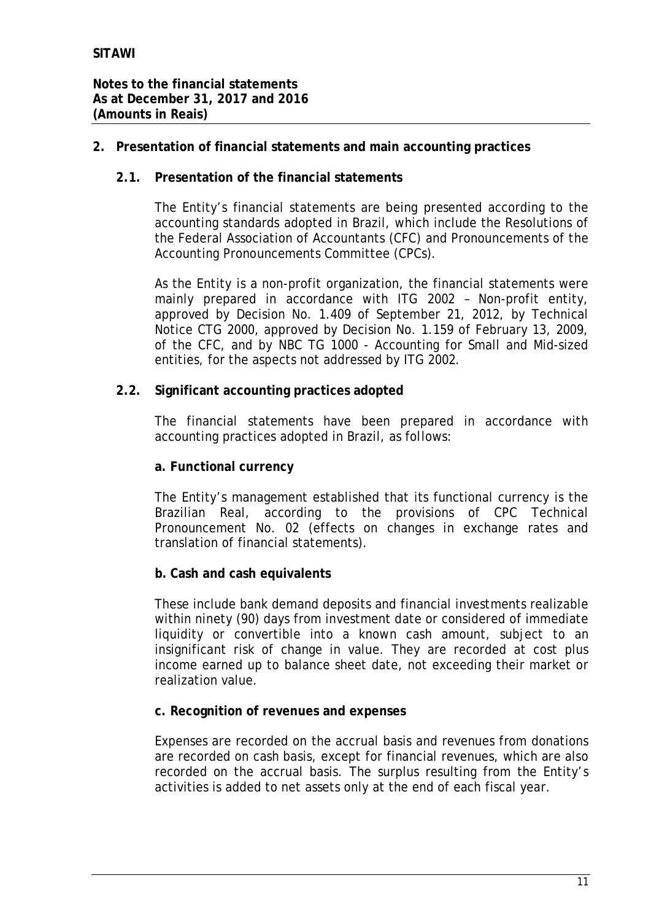## 2. Presentation of financial statements and main accounting practices

### 2.1. Presentation of the financial statements

The Entity's financial statements are being presented according to the accounting standards adopted in Brazil, which include the Resolutions of the Federal Association of Accountants (CFC) and Pronouncements of the Accounting Pronouncements Committee (CPCs).

As the Entity is a non-profit organization, the financial statements were mainly prepared in accordance with ITG 2002 – Non-profit entity, approved by Decision No. 1.409 of September 21, 2012, by Technical Notice CTG 2000, approved by Decision No. 1.159 of February 13, 2009, of the CFC, and by NBC TG 1000 - Accounting for Small and Mid-sized entities, for the aspects not addressed by ITG 2002.

### 2.2. Significant accounting practices adopted

The financial statements have been prepared in accordance with accounting practices adopted in Brazil, as follows:

**a. Functional currency**

The Entity's management established that its functional currency is the Brazilian Real, according to the provisions of CPC Technical Pronouncement No. 02 (effects on changes in exchange rates and translation of financial statements).

**b. Cash and cash equivalents**

These include bank demand deposits and financial investments realizable within ninety (90) days from investment date or considered of immediate liquidity or convertible into a known cash amount, subject to an insignificant risk of change in value. They are recorded at cost plus income earned up to balance sheet date, not exceeding their market or realization value.

**c. Recognition of revenues and expenses**

Expenses are recorded on the accrual basis and revenues from donations are recorded on cash basis, except for financial revenues, which are also recorded on the accrual basis. The surplus resulting from the Entity's activities is added to net assets only at the end of each fiscal year.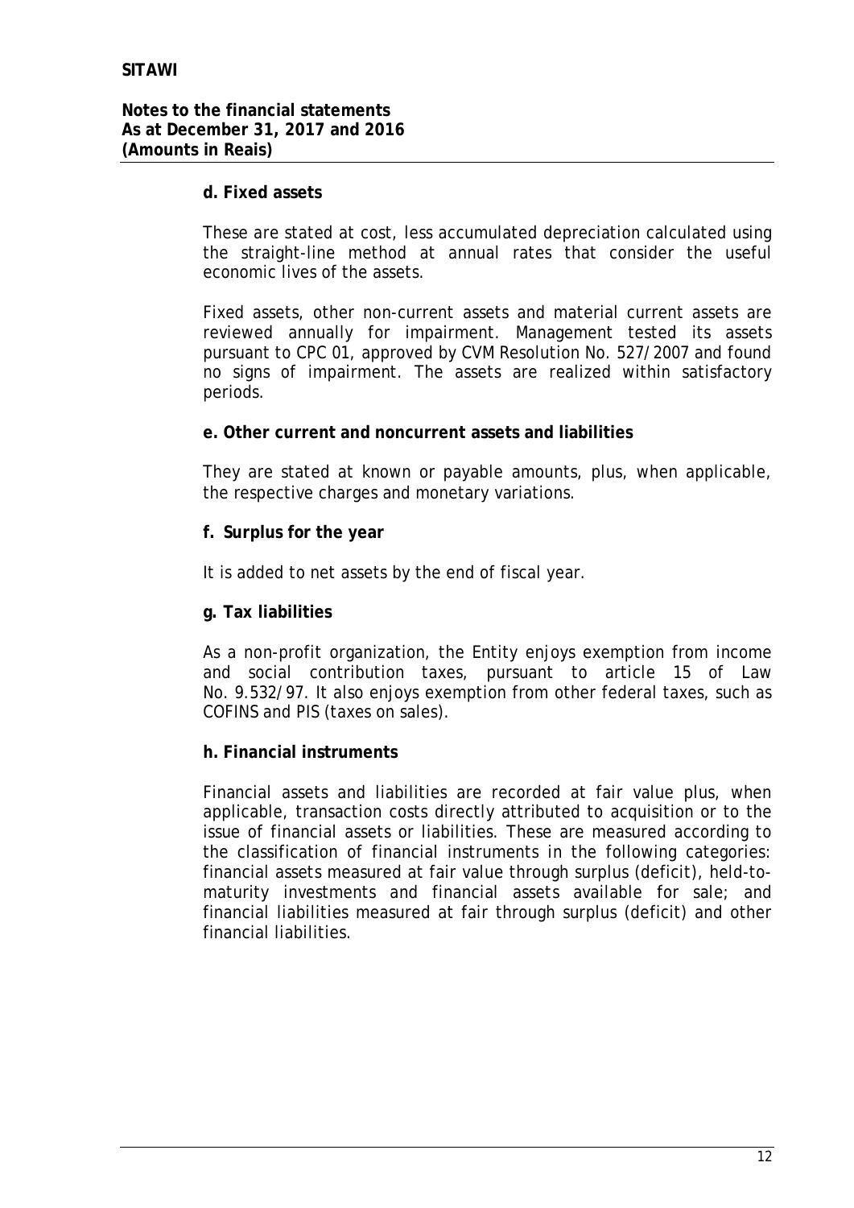**d. Fixed assets**

These are stated at cost, less accumulated depreciation calculated using the straight-line method at annual rates that consider the useful economic lives of the assets.

Fixed assets, other non-current assets and material current assets are reviewed annually for impairment. Management tested its assets pursuant to CPC 01, approved by CVM Resolution No. 527/2007 and found no signs of impairment. The assets are realized within satisfactory periods.

**e. Other current and noncurrent assets and liabilities**

They are stated at known or payable amounts, plus, when applicable, the respective charges and monetary variations.

**f. Surplus for the year**

It is added to net assets by the end of fiscal year.

**g. Tax liabilities**

As a non-profit organization, the Entity enjoys exemption from income and social contribution taxes, pursuant to article 15 of Law No. 9.532/97. It also enjoys exemption from other federal taxes, such as COFINS and PIS (taxes on sales).

**h. Financial instruments**

Financial assets and liabilities are recorded at fair value plus, when applicable, transaction costs directly attributed to acquisition or to the issue of financial assets or liabilities. These are measured according to the classification of financial instruments in the following categories: financial assets measured at fair value through surplus (deficit), held-to-maturity investments and financial assets available for sale; and financial liabilities measured at fair through surplus (deficit) and other financial liabilities.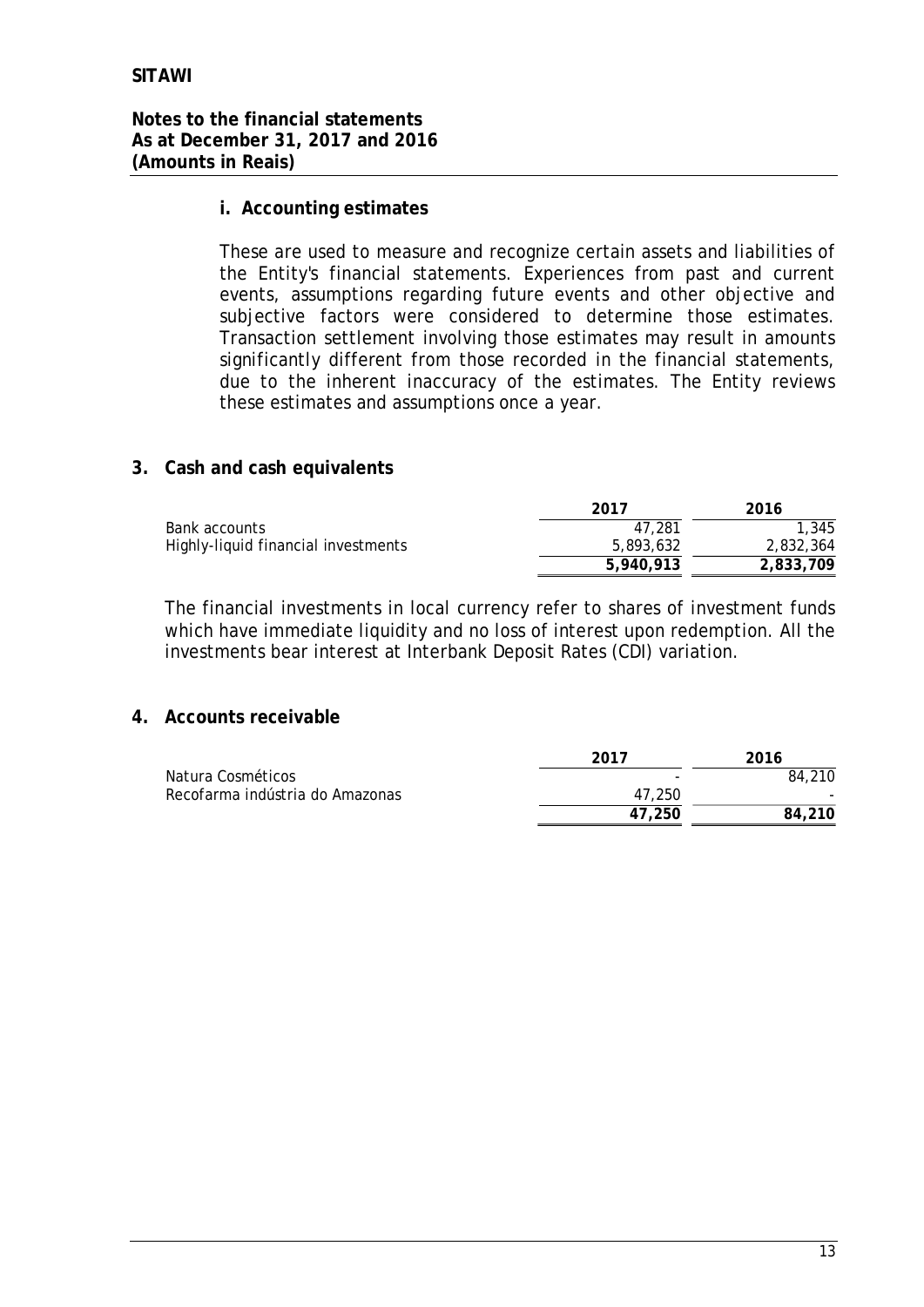**i. Accounting estimates**

These are used to measure and recognize certain assets and liabilities of the Entity's financial statements. Experiences from past and current events, assumptions regarding future events and other objective and subjective factors were considered to determine those estimates. Transaction settlement involving those estimates may result in amounts significantly different from those recorded in the financial statements, due to the inherent inaccuracy of the estimates. The Entity reviews these estimates and assumptions once a year.

## 3. Cash and cash equivalents

| | 2017 | 2016 |
|---|---|---|
| Bank accounts | 47,281 | 1,345 |
| Highly-liquid financial investments | 5,893,632 | 2,832,364 |
| | **5,940,913** | **2,833,709** |

The financial investments in local currency refer to shares of investment funds which have immediate liquidity and no loss of interest upon redemption. All the investments bear interest at Interbank Deposit Rates (CDI) variation.

## 4. Accounts receivable

| | 2017 | 2016 |
|---|---|---|
| Natura Cosméticos | - | 84,210 |
| Recofarma indústria do Amazonas | 47,250 | - |
| | **47,250** | **84,210** |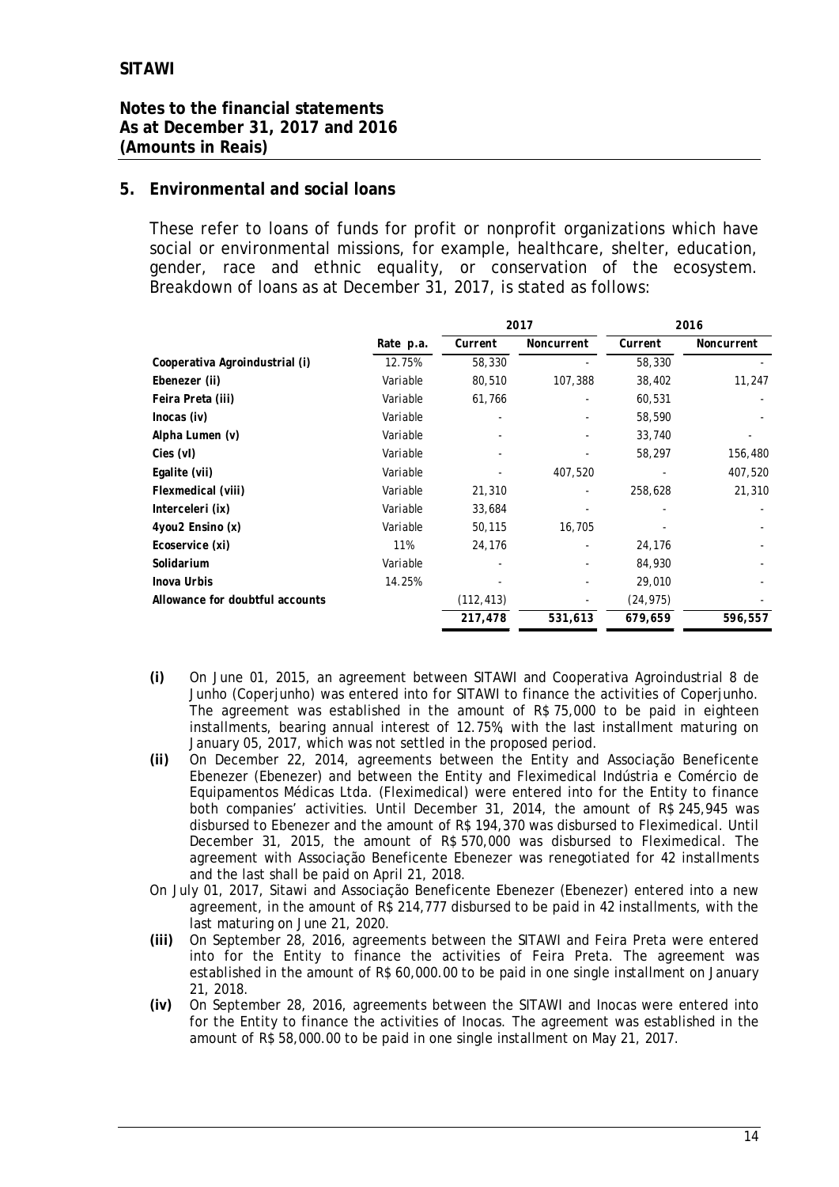## 5. Environmental and social loans

These refer to loans of funds for profit or nonprofit organizations which have social or environmental missions, for example, healthcare, shelter, education, gender, race and ethnic equality, or conservation of the ecosystem. Breakdown of loans as at December 31, 2017, is stated as follows:

| | | 2017 | | 2016 | |
|---|---|---|---|---|---|
| | Rate p.a. | Current | Noncurrent | Current | Noncurrent |
| Cooperativa Agroindustrial (i) | 12.75% | 58,330 | - | 58,330 | - |
| Ebenezer (ii) | Variable | 80,510 | 107,388 | 38,402 | 11,247 |
| Feira Preta (iii) | Variable | 61,766 | - | 60,531 | - |
| Inocas (iv) | Variable | - | - | 58,590 | - |
| Alpha Lumen (v) | Variable | - | - | 33,740 | - |
| Cies (vI) | Variable | - | - | 58,297 | 156,480 |
| Egalite (vii) | Variable | - | 407,520 | - | 407,520 |
| Flexmedical (viii) | Variable | 21,310 | - | 258,628 | 21,310 |
| Interceleri (ix) | Variable | 33,684 | - | - | - |
| 4you2 Ensino (x) | Variable | 50,115 | 16,705 | - | - |
| Ecoservice (xi) | 11% | 24,176 | - | 24,176 | - |
| Solidarium | Variable | - | - | 84,930 | - |
| Inova Urbis | 14.25% | - | - | 29,010 | - |
| Allowance for doubtful accounts | | (112,413) | - | (24,975) | - |
| | | **217,478** | **531,613** | **679,659** | **596,557** |

**(i)** On June 01, 2015, an agreement between SITAWI and Cooperativa Agroindustrial 8 de Junho (Coperjunho) was entered into for SITAWI to finance the activities of Coperjunho. The agreement was established in the amount of R$ 75,000 to be paid in eighteen installments, bearing annual interest of 12.75%, with the last installment maturing on January 05, 2017, which was not settled in the proposed period.

**(ii)** On December 22, 2014, agreements between the Entity and Associação Beneficente Ebenezer (Ebenezer) and between the Entity and Fleximedical Indústria e Comércio de Equipamentos Médicas Ltda. (Fleximedical) were entered into for the Entity to finance both companies' activities. Until December 31, 2014, the amount of R$ 245,945 was disbursed to Ebenezer and the amount of R$ 194,370 was disbursed to Fleximedical. Until December 31, 2015, the amount of R$ 570,000 was disbursed to Fleximedical. The agreement with Associação Beneficente Ebenezer was renegotiated for 42 installments and the last shall be paid on April 21, 2018.

On July 01, 2017, Sitawi and Associação Beneficente Ebenezer (Ebenezer) entered into a new agreement, in the amount of R$ 214,777 disbursed to be paid in 42 installments, with the last maturing on June 21, 2020.

**(iii)** On September 28, 2016, agreements between the SITAWI and Feira Preta were entered into for the Entity to finance the activities of Feira Preta. The agreement was established in the amount of R$ 60,000.00 to be paid in one single installment on January 21, 2018.

**(iv)** On September 28, 2016, agreements between the SITAWI and Inocas were entered into for the Entity to finance the activities of Inocas. The agreement was established in the amount of R$ 58,000.00 to be paid in one single installment on May 21, 2017.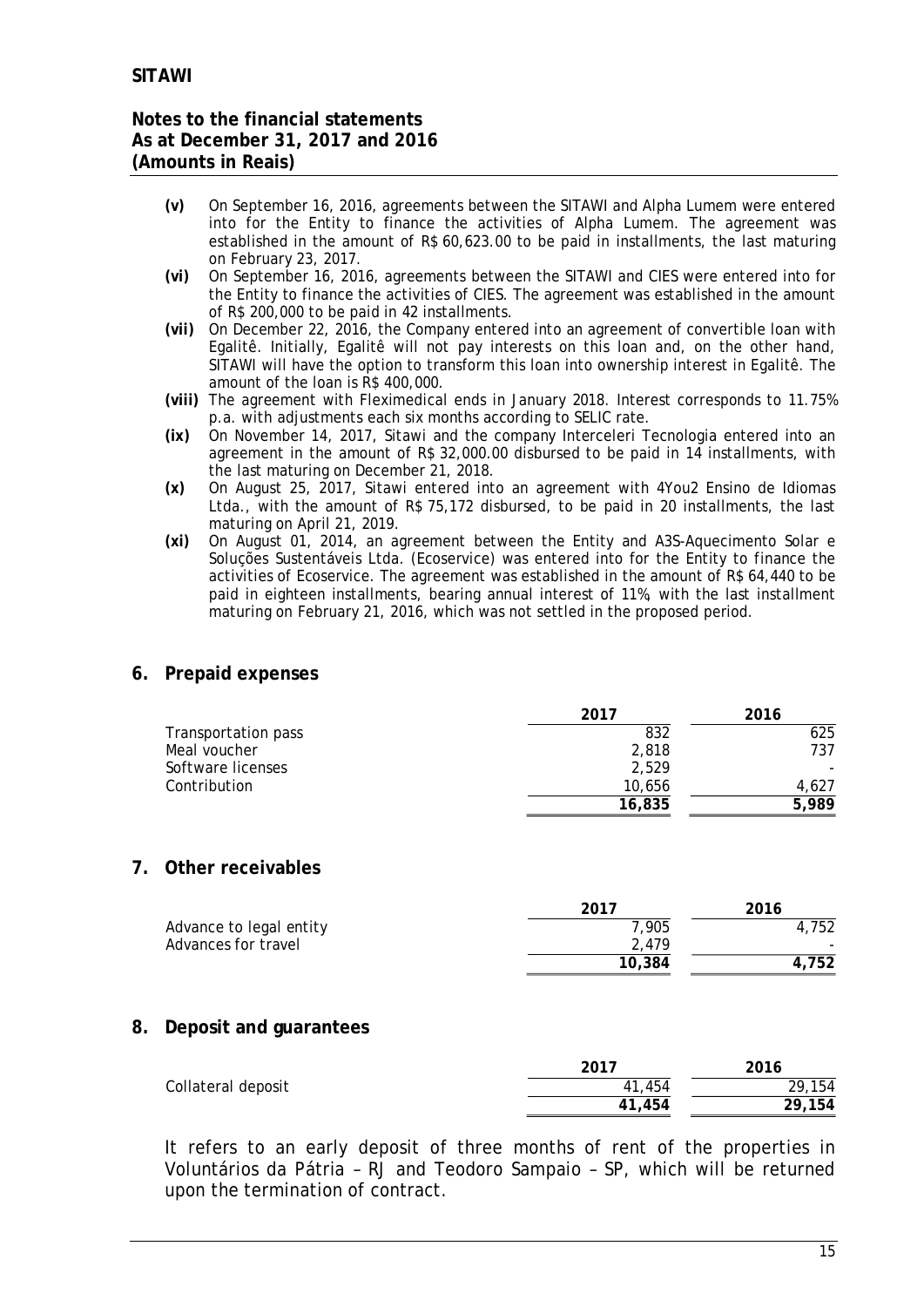- **(v)** On September 16, 2016, agreements between the SITAWI and Alpha Lumem were entered into for the Entity to finance the activities of Alpha Lumem. The agreement was established in the amount of R$ 60,623.00 to be paid in installments, the last maturing on February 23, 2017.
- **(vi)** On September 16, 2016, agreements between the SITAWI and CIES were entered into for the Entity to finance the activities of CIES. The agreement was established in the amount of R$ 200,000 to be paid in 42 installments.
- **(vii)** On December 22, 2016, the Company entered into an agreement of convertible loan with Egalitê. Initially, Egalitê will not pay interests on this loan and, on the other hand, SITAWI will have the option to transform this loan into ownership interest in Egalitê. The amount of the loan is R$ 400,000.
- **(viii)** The agreement with Fleximedical ends in January 2018. Interest corresponds to 11.75% p.a. with adjustments each six months according to SELIC rate.
- **(ix)** On November 14, 2017, Sitawi and the company Interceleri Tecnologia entered into an agreement in the amount of R$ 32,000.00 disbursed to be paid in 14 installments, with the last maturing on December 21, 2018.
- **(x)** On August 25, 2017, Sitawi entered into an agreement with 4You2 Ensino de Idiomas Ltda., with the amount of R$ 75,172 disbursed, to be paid in 20 installments, the last maturing on April 21, 2019.
- **(xi)** On August 01, 2014, an agreement between the Entity and A3S-Aquecimento Solar e Soluções Sustentáveis Ltda. (Ecoservice) was entered into for the Entity to finance the activities of Ecoservice. The agreement was established in the amount of R$ 64,440 to be paid in eighteen installments, bearing annual interest of 11%, with the last installment maturing on February 21, 2016, which was not settled in the proposed period.

## 6. Prepaid expenses

| | 2017 | 2016 |
|---|---|---|
| Transportation pass | 832 | 625 |
| Meal voucher | 2,818 | 737 |
| Software licenses | 2,529 | - |
| Contribution | 10,656 | 4,627 |
| | **16,835** | **5,989** |

## 7. Other receivables

| | 2017 | 2016 |
|---|---|---|
| Advance to legal entity | 7,905 | 4,752 |
| Advances for travel | 2,479 | - |
| | **10,384** | **4,752** |

## 8. Deposit and guarantees

| | 2017 | 2016 |
|---|---|---|
| Collateral deposit | 41,454 | 29,154 |
| | **41,454** | **29,154** |

It refers to an early deposit of three months of rent of the properties in Voluntários da Pátria – RJ and Teodoro Sampaio – SP, which will be returned upon the termination of contract.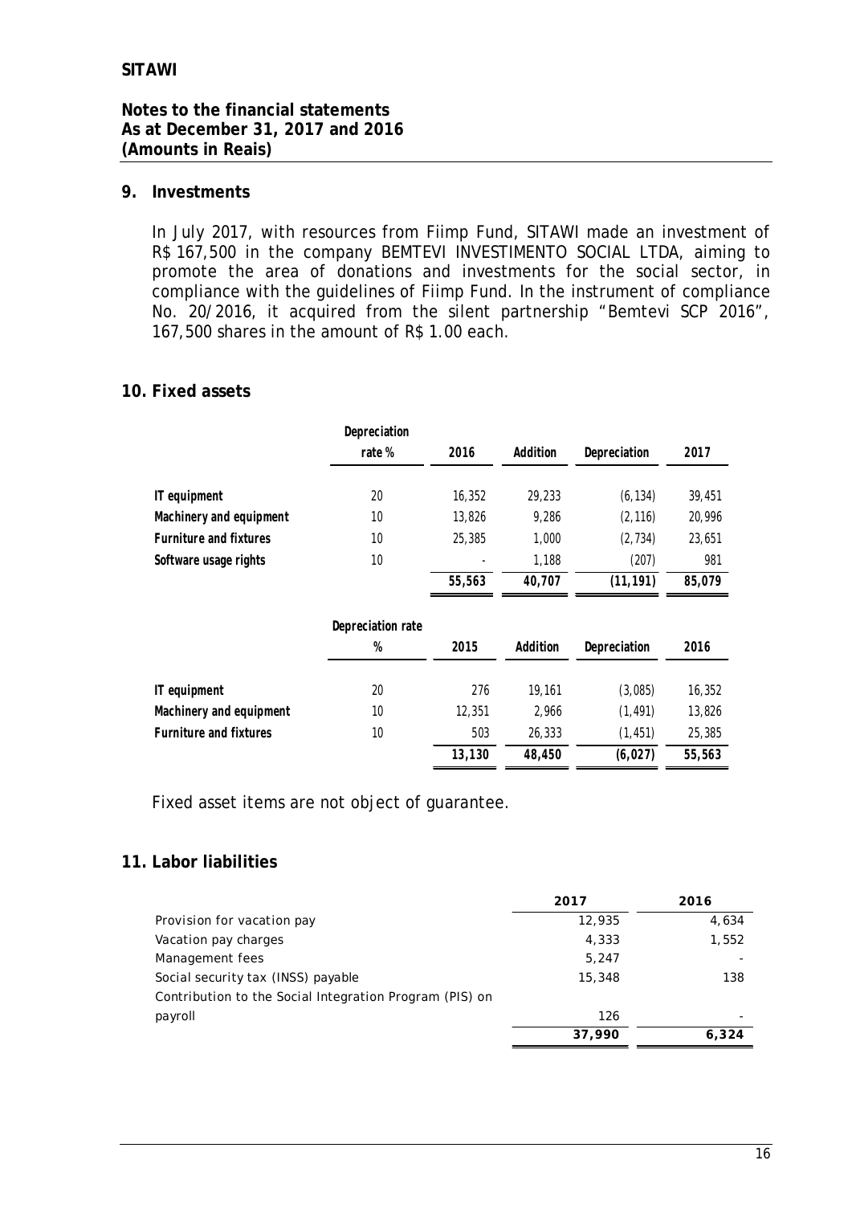## 9. Investments

In July 2017, with resources from Fiimp Fund, SITAWI made an investment of R$ 167,500 in the company BEMTEVI INVESTIMENTO SOCIAL LTDA, aiming to promote the area of donations and investments for the social sector, in compliance with the guidelines of Fiimp Fund. In the instrument of compliance No. 20/2016, it acquired from the silent partnership "Bemtevi SCP 2016", 167,500 shares in the amount of R$ 1.00 each.

## 10. Fixed assets

| | Depreciation rate % | 2016 | Addition | Depreciation | 2017 |
|---|---|---|---|---|---|
| IT equipment | 20 | 16,352 | 29,233 | (6,134) | 39,451 |
| Machinery and equipment | 10 | 13,826 | 9,286 | (2,116) | 20,996 |
| Furniture and fixtures | 10 | 25,385 | 1,000 | (2,734) | 23,651 |
| Software usage rights | 10 | - | 1,188 | (207) | 981 |
| | | **55,563** | **40,707** | **(11,191)** | **85,079** |

| | Depreciation rate % | 2015 | Addition | Depreciation | 2016 |
|---|---|---|---|---|---|
| IT equipment | 20 | 276 | 19,161 | (3,085) | 16,352 |
| Machinery and equipment | 10 | 12,351 | 2,966 | (1,491) | 13,826 |
| Furniture and fixtures | 10 | 503 | 26,333 | (1,451) | 25,385 |
| | | **13,130** | **48,450** | **(6,027)** | **55,563** |

Fixed asset items are not object of guarantee.

## 11. Labor liabilities

| | 2017 | 2016 |
|---|---|---|
| Provision for vacation pay | 12,935 | 4,634 |
| Vacation pay charges | 4,333 | 1,552 |
| Management fees | 5,247 | - |
| Social security tax (INSS) payable | 15,348 | 138 |
| Contribution to the Social Integration Program (PIS) on payroll | 126 | - |
| | **37,990** | **6,324** |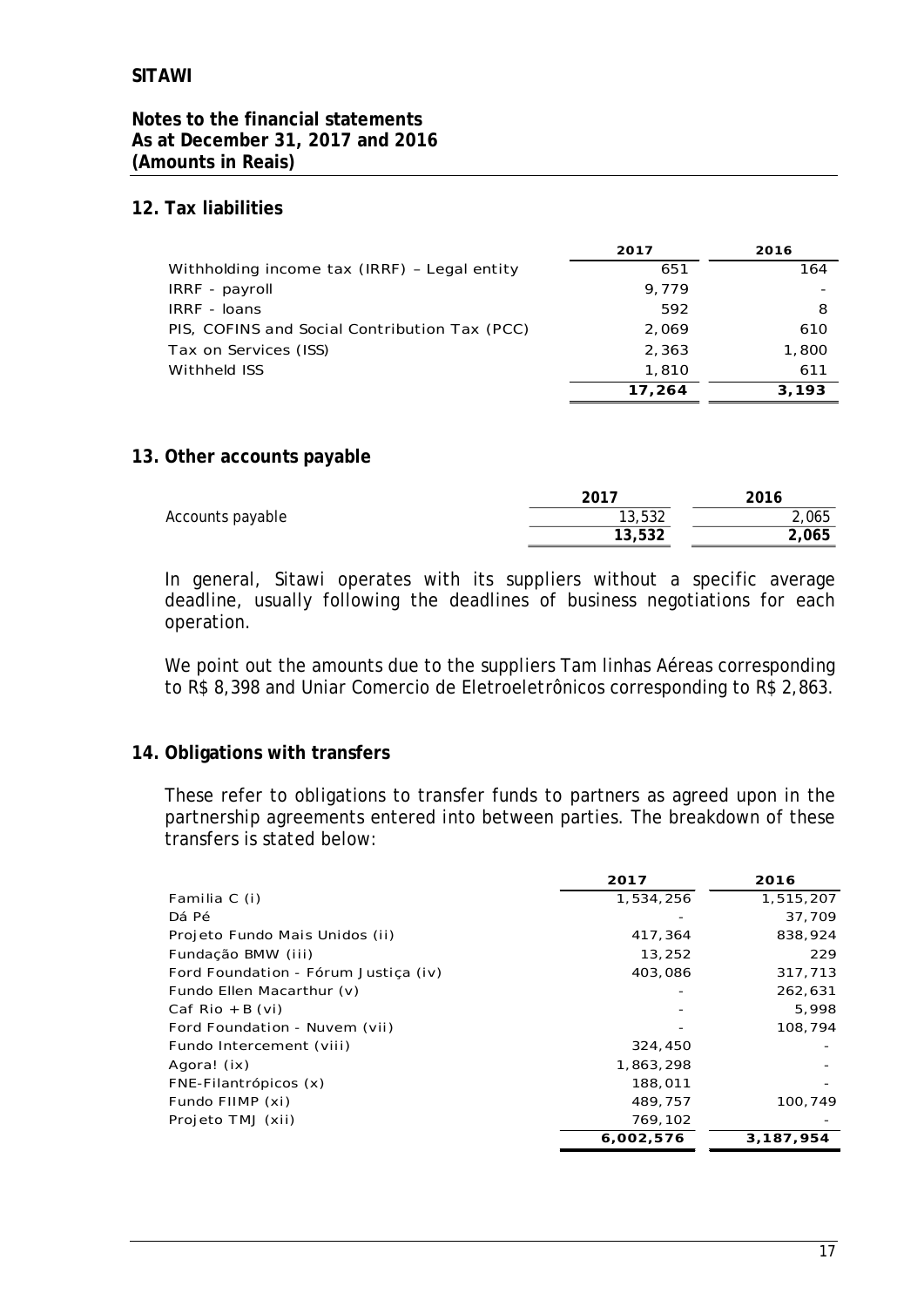**SITAWI**

**Notes to the financial statements**
**As at December 31, 2017 and 2016**
**(Amounts in Reais)**

## 12. Tax liabilities

| | 2017 | 2016 |
|---|---|---|
| Withholding income tax (IRRF) – Legal entity | 651 | 164 |
| IRRF - payroll | 9,779 | - |
| IRRF - loans | 592 | 8 |
| PIS, COFINS and Social Contribution Tax (PCC) | 2,069 | 610 |
| Tax on Services (ISS) | 2,363 | 1,800 |
| Withheld ISS | 1,810 | 611 |
| | **17,264** | **3,193** |

## 13. Other accounts payable

| | 2017 | 2016 |
|---|---|---|
| Accounts payable | 13,532 | 2,065 |
| | **13,532** | **2,065** |

In general, Sitawi operates with its suppliers without a specific average deadline, usually following the deadlines of business negotiations for each operation.

We point out the amounts due to the suppliers Tam linhas Aéreas corresponding to R$ 8,398 and Uniar Comercio de Eletroeletrônicos corresponding to R$ 2,863.

## 14. Obligations with transfers

These refer to obligations to transfer funds to partners as agreed upon in the partnership agreements entered into between parties. The breakdown of these transfers is stated below:

| | 2017 | 2016 |
|---|---|---|
| Familia C (i) | 1,534,256 | 1,515,207 |
| Dá Pé | - | 37,709 |
| Projeto Fundo Mais Unidos (ii) | 417,364 | 838,924 |
| Fundação BMW (iii) | 13,252 | 229 |
| Ford Foundation - Fórum Justiça (iv) | 403,086 | 317,713 |
| Fundo Ellen Macarthur (v) | - | 262,631 |
| Caf Rio + B (vi) | - | 5,998 |
| Ford Foundation - Nuvem (vii) | - | 108,794 |
| Fundo Intercement (viii) | 324,450 | - |
| Agora! (ix) | 1,863,298 | - |
| FNE-Filantrópicos (x) | 188,011 | - |
| Fundo FIIMP (xi) | 489,757 | 100,749 |
| Projeto TMJ (xii) | 769,102 | - |
| | **6,002,576** | **3,187,954** |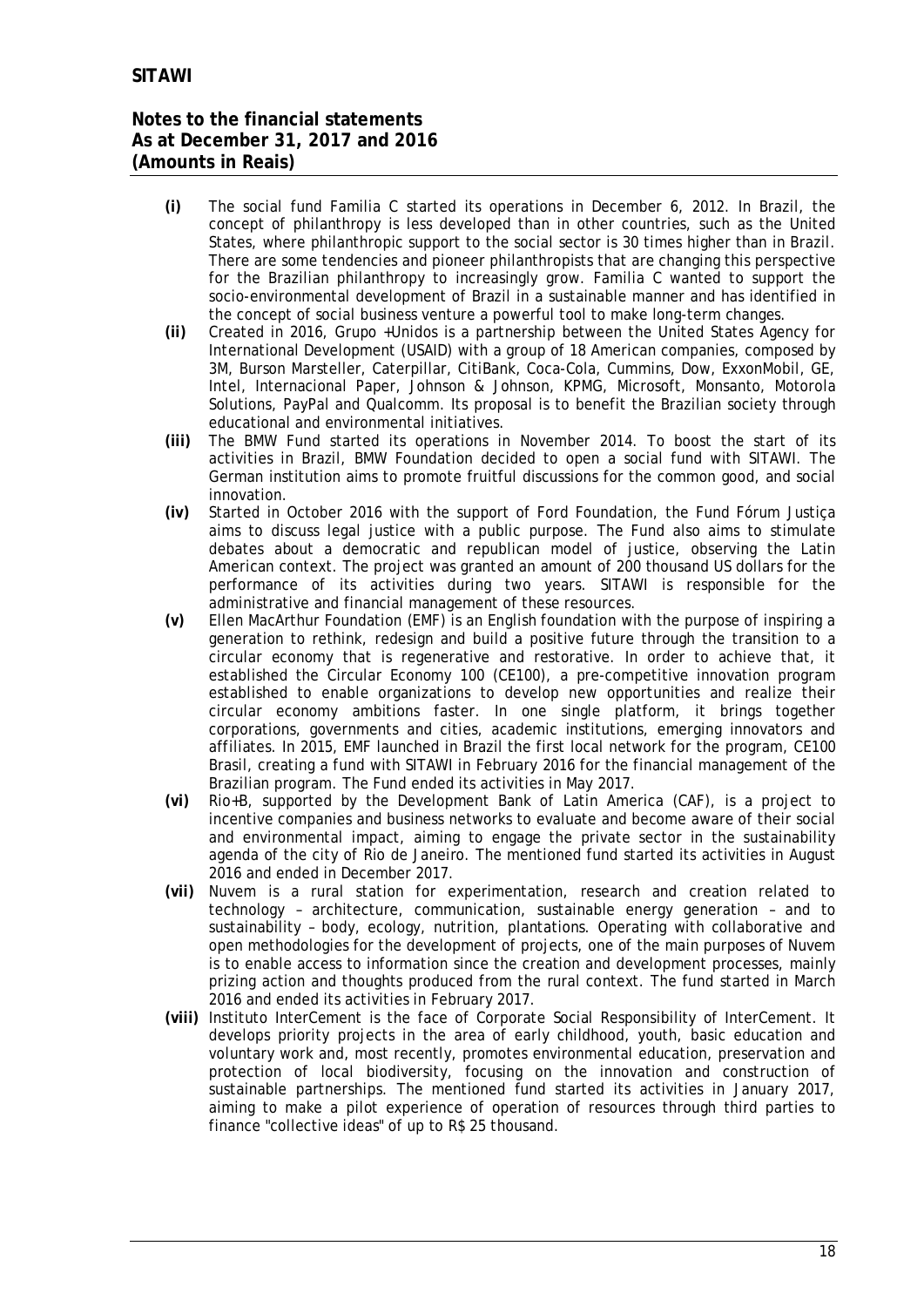- **(i)** The social fund Familia C started its operations in December 6, 2012. In Brazil, the concept of philanthropy is less developed than in other countries, such as the United States, where philanthropic support to the social sector is 30 times higher than in Brazil. There are some tendencies and pioneer philanthropists that are changing this perspective for the Brazilian philanthropy to increasingly grow. Familia C wanted to support the socio-environmental development of Brazil in a sustainable manner and has identified in the concept of social business venture a powerful tool to make long-term changes.
- **(ii)** Created in 2016, Grupo +Unidos is a partnership between the United States Agency for International Development (USAID) with a group of 18 American companies, composed by 3M, Burson Marsteller, Caterpillar, CitiBank, Coca-Cola, Cummins, Dow, ExxonMobil, GE, Intel, Internacional Paper, Johnson & Johnson, KPMG, Microsoft, Monsanto, Motorola Solutions, PayPal and Qualcomm. Its proposal is to benefit the Brazilian society through educational and environmental initiatives.
- **(iii)** The BMW Fund started its operations in November 2014. To boost the start of its activities in Brazil, BMW Foundation decided to open a social fund with SITAWI. The German institution aims to promote fruitful discussions for the common good, and social innovation.
- **(iv)** Started in October 2016 with the support of Ford Foundation, the Fund Fórum Justiça aims to discuss legal justice with a public purpose. The Fund also aims to stimulate debates about a democratic and republican model of justice, observing the Latin American context. The project was granted an amount of 200 thousand US dollars for the performance of its activities during two years. SITAWI is responsible for the administrative and financial management of these resources.
- **(v)** Ellen MacArthur Foundation (EMF) is an English foundation with the purpose of inspiring a generation to rethink, redesign and build a positive future through the transition to a circular economy that is regenerative and restorative. In order to achieve that, it established the Circular Economy 100 (CE100), a pre-competitive innovation program established to enable organizations to develop new opportunities and realize their circular economy ambitions faster. In one single platform, it brings together corporations, governments and cities, academic institutions, emerging innovators and affiliates. In 2015, EMF launched in Brazil the first local network for the program, CE100 Brasil, creating a fund with SITAWI in February 2016 for the financial management of the Brazilian program. The Fund ended its activities in May 2017.
- **(vi)** Rio+B, supported by the Development Bank of Latin America (CAF), is a project to incentive companies and business networks to evaluate and become aware of their social and environmental impact, aiming to engage the private sector in the sustainability agenda of the city of Rio de Janeiro. The mentioned fund started its activities in August 2016 and ended in December 2017.
- **(vii)** Nuvem is a rural station for experimentation, research and creation related to technology – architecture, communication, sustainable energy generation – and to sustainability – body, ecology, nutrition, plantations. Operating with collaborative and open methodologies for the development of projects, one of the main purposes of Nuvem is to enable access to information since the creation and development processes, mainly prizing action and thoughts produced from the rural context. The fund started in March 2016 and ended its activities in February 2017.
- **(viii)** Instituto InterCement is the face of Corporate Social Responsibility of InterCement. It develops priority projects in the area of early childhood, youth, basic education and voluntary work and, most recently, promotes environmental education, preservation and protection of local biodiversity, focusing on the innovation and construction of sustainable partnerships. The mentioned fund started its activities in January 2017, aiming to make a pilot experience of operation of resources through third parties to finance "collective ideas" of up to R$ 25 thousand.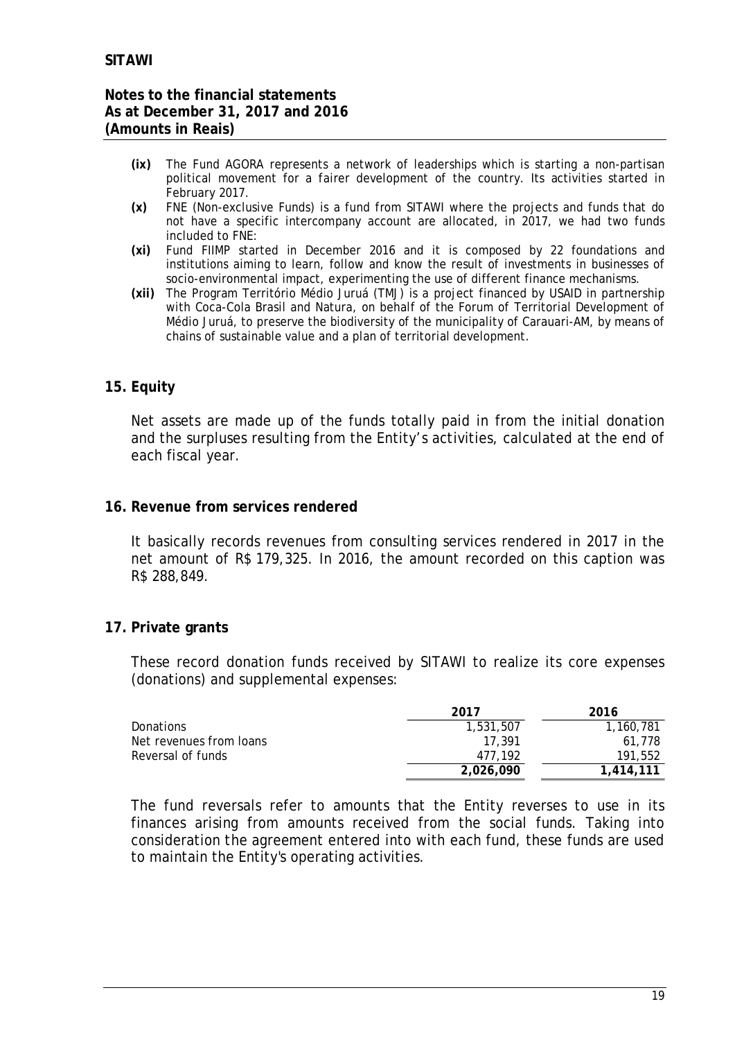- **(ix)** The Fund AGORA represents a network of leaderships which is starting a non-partisan political movement for a fairer development of the country. Its activities started in February 2017.
- **(x)** FNE (Non-exclusive Funds) is a fund from SITAWI where the projects and funds that do not have a specific intercompany account are allocated, in 2017, we had two funds included to FNE:
- **(xi)** Fund FIIMP started in December 2016 and it is composed by 22 foundations and institutions aiming to learn, follow and know the result of investments in businesses of socio-environmental impact, experimenting the use of different finance mechanisms.
- **(xii)** The Program Território Médio Juruá (TMJ) is a project financed by USAID in partnership with Coca-Cola Brasil and Natura, on behalf of the Forum of Territorial Development of Médio Juruá, to preserve the biodiversity of the municipality of Carauari-AM, by means of chains of sustainable value and a plan of territorial development.

## 15. Equity

Net assets are made up of the funds totally paid in from the initial donation and the surpluses resulting from the Entity's activities, calculated at the end of each fiscal year.

## 16. Revenue from services rendered

It basically records revenues from consulting services rendered in 2017 in the net amount of R$ 179,325. In 2016, the amount recorded on this caption was R$ 288,849.

## 17. Private grants

These record donation funds received by SITAWI to realize its core expenses (donations) and supplemental expenses:

| | 2017 | 2016 |
|---|---|---|
| Donations | 1,531,507 | 1,160,781 |
| Net revenues from loans | 17,391 | 61,778 |
| Reversal of funds | 477,192 | 191,552 |
| | **2,026,090** | **1,414,111** |

The fund reversals refer to amounts that the Entity reverses to use in its finances arising from amounts received from the social funds. Taking into consideration the agreement entered into with each fund, these funds are used to maintain the Entity's operating activities.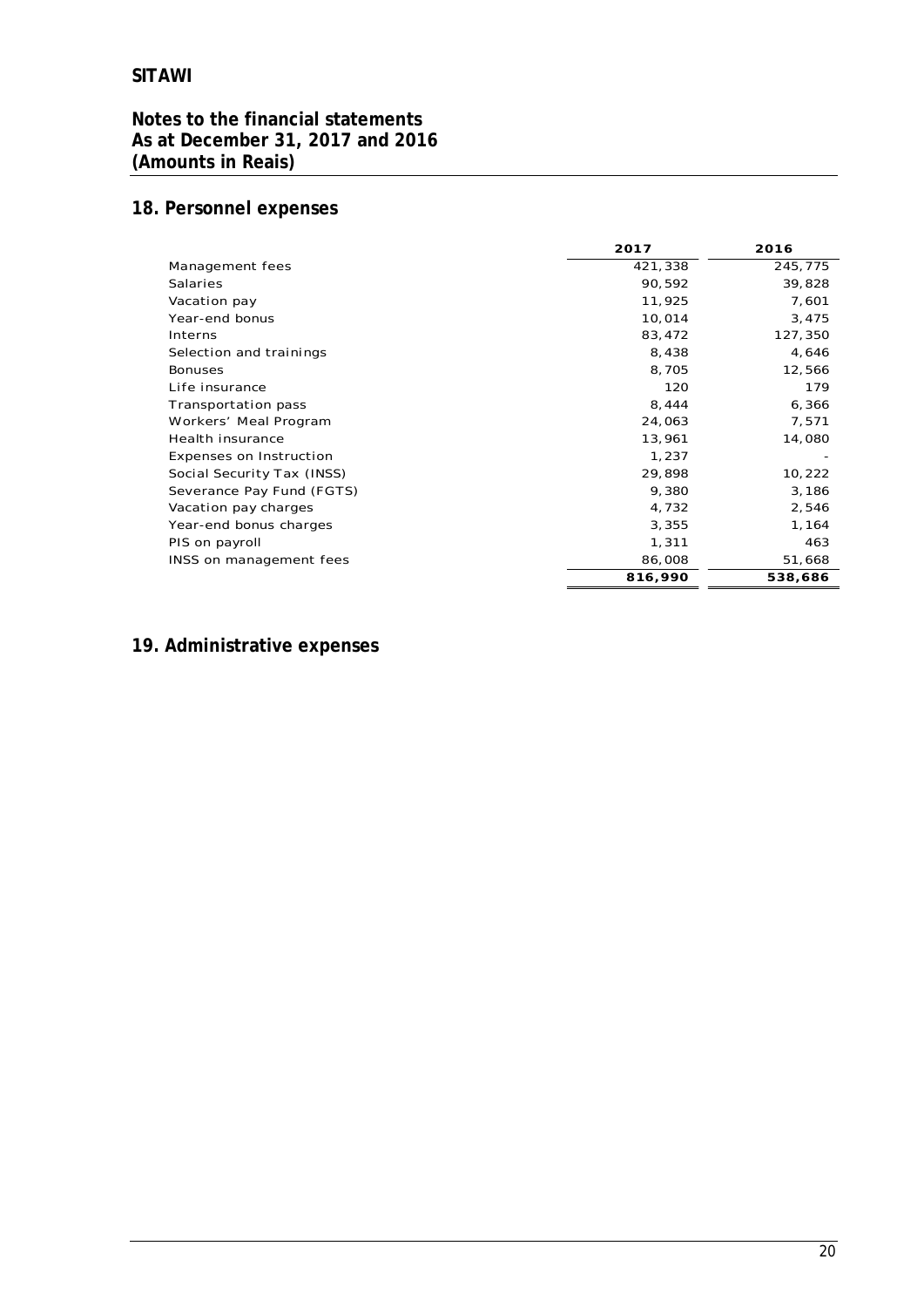**SITAWI**

**Notes to the financial statements**
**As at December 31, 2017 and 2016**
**(Amounts in Reais)**

## 18. Personnel expenses

| | 2017 | 2016 |
|---|---|---|
| Management fees | 421,338 | 245,775 |
| Salaries | 90,592 | 39,828 |
| Vacation pay | 11,925 | 7,601 |
| Year-end bonus | 10,014 | 3,475 |
| Interns | 83,472 | 127,350 |
| Selection and trainings | 8,438 | 4,646 |
| Bonuses | 8,705 | 12,566 |
| Life insurance | 120 | 179 |
| Transportation pass | 8,444 | 6,366 |
| Workers' Meal Program | 24,063 | 7,571 |
| Health insurance | 13,961 | 14,080 |
| Expenses on Instruction | 1,237 | - |
| Social Security Tax (INSS) | 29,898 | 10,222 |
| Severance Pay Fund (FGTS) | 9,380 | 3,186 |
| Vacation pay charges | 4,732 | 2,546 |
| Year-end bonus charges | 3,355 | 1,164 |
| PIS on payroll | 1,311 | 463 |
| INSS on management fees | 86,008 | 51,668 |
| | **816,990** | **538,686** |

## 19. Administrative expenses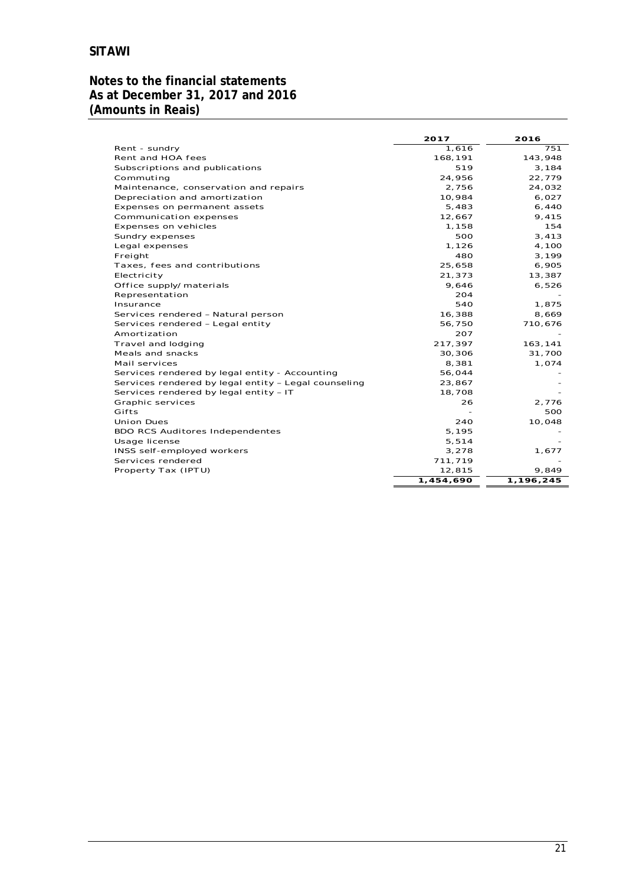| | 2017 | 2016 |
|---|---|---|
| Rent - sundry | 1,616 | 751 |
| Rent and HOA fees | 168,191 | 143,948 |
| Subscriptions and publications | 519 | 3,184 |
| Commuting | 24,956 | 22,779 |
| Maintenance, conservation and repairs | 2,756 | 24,032 |
| Depreciation and amortization | 10,984 | 6,027 |
| Expenses on permanent assets | 5,483 | 6,440 |
| Communication expenses | 12,667 | 9,415 |
| Expenses on vehicles | 1,158 | 154 |
| Sundry expenses | 500 | 3,413 |
| Legal expenses | 1,126 | 4,100 |
| Freight | 480 | 3,199 |
| Taxes, fees and contributions | 25,658 | 6,905 |
| Electricity | 21,373 | 13,387 |
| Office supply/materials | 9,646 | 6,526 |
| Representation | 204 | - |
| Insurance | 540 | 1,875 |
| Services rendered – Natural person | 16,388 | 8,669 |
| Services rendered – Legal entity | 56,750 | 710,676 |
| Amortization | 207 | - |
| Travel and lodging | 217,397 | 163,141 |
| Meals and snacks | 30,306 | 31,700 |
| Mail services | 8,381 | 1,074 |
| Services rendered by legal entity - Accounting | 56,044 | - |
| Services rendered by legal entity – Legal counseling | 23,867 | - |
| Services rendered by legal entity – IT | 18,708 | - |
| Graphic services | 26 | 2,776 |
| Gifts | - | 500 |
| Union Dues | 240 | 10,048 |
| BDO RCS Auditores Independentes | 5,195 | - |
| Usage license | 5,514 | - |
| INSS self-employed workers | 3,278 | 1,677 |
| Services rendered | 711,719 | - |
| Property Tax (IPTU) | 12,815 | 9,849 |
| | **1,454,690** | **1,196,245** |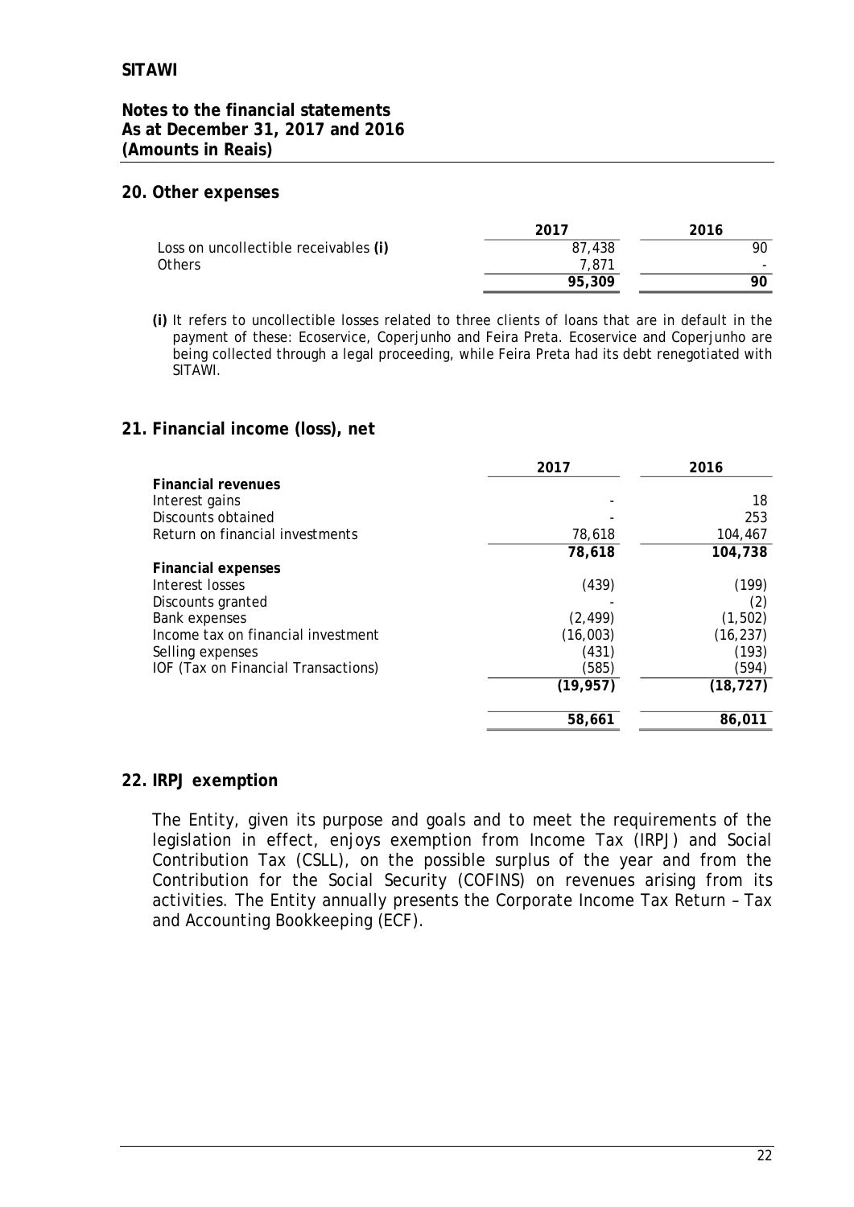**SITAWI**

**Notes to the financial statements**
**As at December 31, 2017 and 2016**
**(Amounts in Reais)**

## 20. Other expenses

| | 2017 | 2016 |
|---|---|---|
| Loss on uncollectible receivables **(i)** | 87,438 | 90 |
| Others | 7,871 | - |
| | **95,309** | **90** |

**(i)** It refers to uncollectible losses related to three clients of loans that are in default in the payment of these: Ecoservice, Coperjunho and Feira Preta. Ecoservice and Coperjunho are being collected through a legal proceeding, while Feira Preta had its debt renegotiated with SITAWI.

## 21. Financial income (loss), net

| | 2017 | 2016 |
|---|---|---|
| **Financial revenues** | | |
| Interest gains | - | 18 |
| Discounts obtained | - | 253 |
| Return on financial investments | 78,618 | 104,467 |
| | **78,618** | **104,738** |
| **Financial expenses** | | |
| Interest losses | (439) | (199) |
| Discounts granted | - | (2) |
| Bank expenses | (2,499) | (1,502) |
| Income tax on financial investment | (16,003) | (16,237) |
| Selling expenses | (431) | (193) |
| IOF (Tax on Financial Transactions) | (585) | (594) |
| | **(19,957)** | **(18,727)** |
| | **58,661** | **86,011** |

## 22. IRPJ exemption

The Entity, given its purpose and goals and to meet the requirements of the legislation in effect, enjoys exemption from Income Tax (IRPJ) and Social Contribution Tax (CSLL), on the possible surplus of the year and from the Contribution for the Social Security (COFINS) on revenues arising from its activities. The Entity annually presents the Corporate Income Tax Return – Tax and Accounting Bookkeeping (ECF).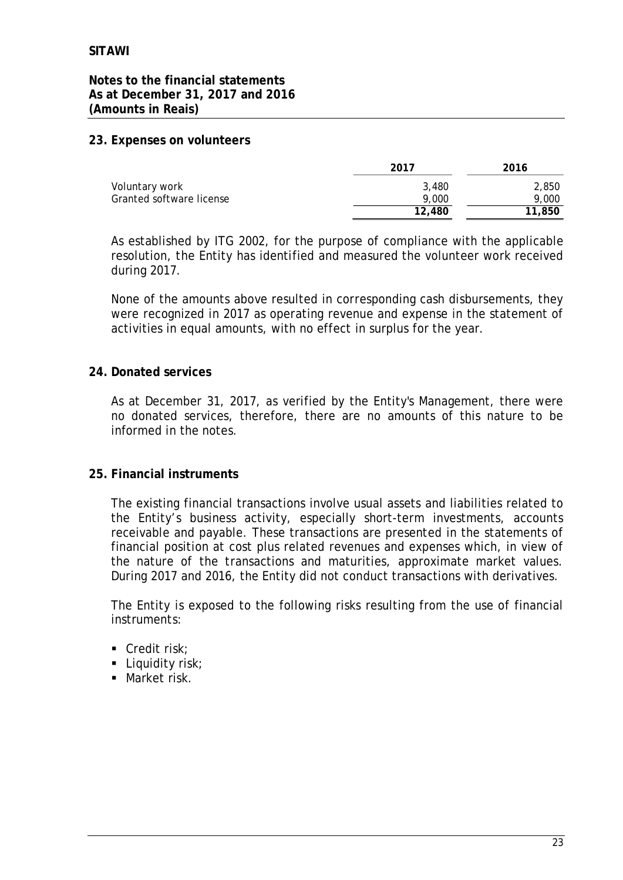## 23. Expenses on volunteers

| | 2017 | 2016 |
|---|---|---|
| Voluntary work | 3,480 | 2,850 |
| Granted software license | 9,000 | 9,000 |
| | **12,480** | **11,850** |

As established by ITG 2002, for the purpose of compliance with the applicable resolution, the Entity has identified and measured the volunteer work received during 2017.

None of the amounts above resulted in corresponding cash disbursements, they were recognized in 2017 as operating revenue and expense in the statement of activities in equal amounts, with no effect in surplus for the year.

## 24. Donated services

As at December 31, 2017, as verified by the Entity's Management, there were no donated services, therefore, there are no amounts of this nature to be informed in the notes.

## 25. Financial instruments

The existing financial transactions involve usual assets and liabilities related to the Entity's business activity, especially short-term investments, accounts receivable and payable. These transactions are presented in the statements of financial position at cost plus related revenues and expenses which, in view of the nature of the transactions and maturities, approximate market values. During 2017 and 2016, the Entity did not conduct transactions with derivatives.

The Entity is exposed to the following risks resulting from the use of financial instruments:

- Credit risk;
- Liquidity risk;
- Market risk.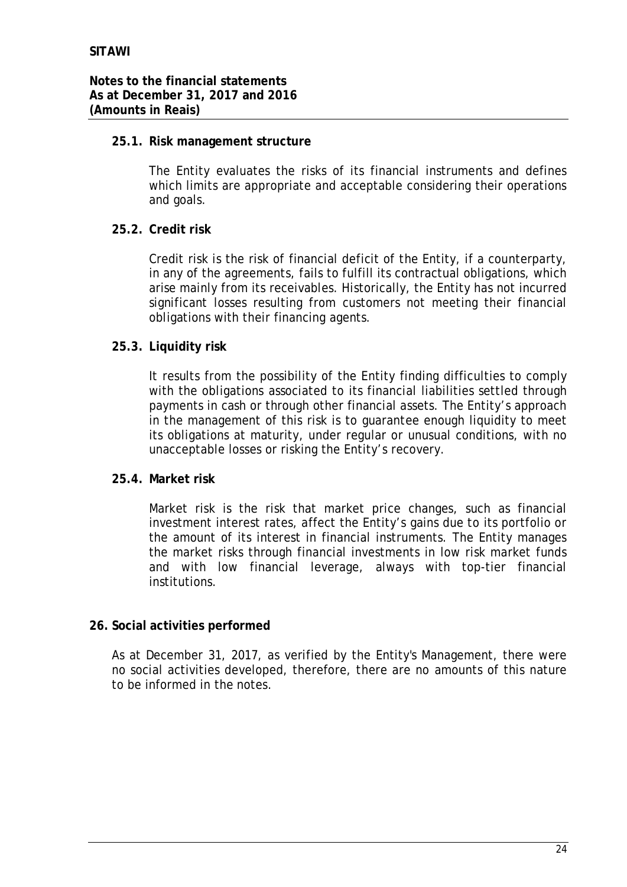### 25.1. Risk management structure

The Entity evaluates the risks of its financial instruments and defines which limits are appropriate and acceptable considering their operations and goals.

### 25.2. Credit risk

Credit risk is the risk of financial deficit of the Entity, if a counterparty, in any of the agreements, fails to fulfill its contractual obligations, which arise mainly from its receivables. Historically, the Entity has not incurred significant losses resulting from customers not meeting their financial obligations with their financing agents.

### 25.3. Liquidity risk

It results from the possibility of the Entity finding difficulties to comply with the obligations associated to its financial liabilities settled through payments in cash or through other financial assets. The Entity's approach in the management of this risk is to guarantee enough liquidity to meet its obligations at maturity, under regular or unusual conditions, with no unacceptable losses or risking the Entity's recovery.

### 25.4. Market risk

Market risk is the risk that market price changes, such as financial investment interest rates, affect the Entity's gains due to its portfolio or the amount of its interest in financial instruments. The Entity manages the market risks through financial investments in low risk market funds and with low financial leverage, always with top-tier financial institutions.

## 26. Social activities performed

As at December 31, 2017, as verified by the Entity's Management, there were no social activities developed, therefore, there are no amounts of this nature to be informed in the notes.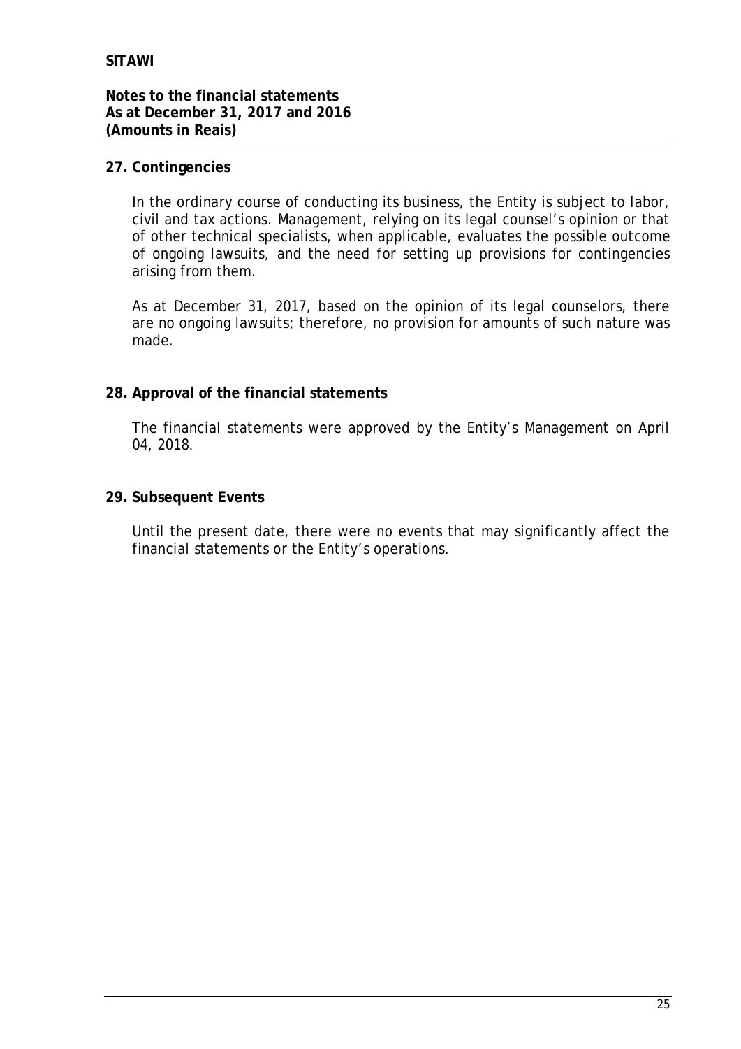## 27. Contingencies

In the ordinary course of conducting its business, the Entity is subject to labor, civil and tax actions. Management, relying on its legal counsel's opinion or that of other technical specialists, when applicable, evaluates the possible outcome of ongoing lawsuits, and the need for setting up provisions for contingencies arising from them.

As at December 31, 2017, based on the opinion of its legal counselors, there are no ongoing lawsuits; therefore, no provision for amounts of such nature was made.

## 28. Approval of the financial statements

The financial statements were approved by the Entity's Management on April 04, 2018.

## 29. Subsequent Events

Until the present date, there were no events that may significantly affect the financial statements or the Entity's operations.